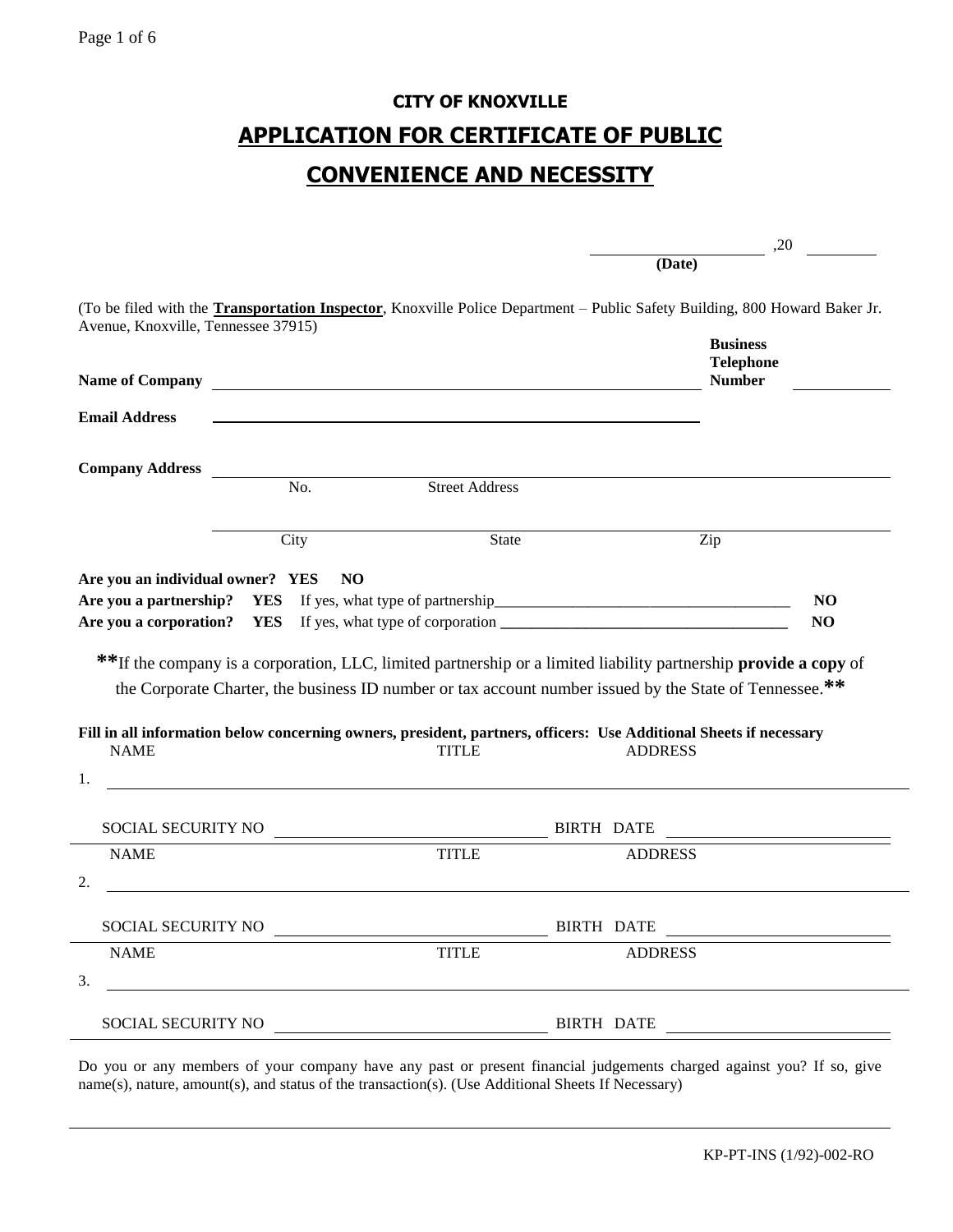**CITY OF KNOXVILLE**

# APPLICATION FOR CERTIFICATE OF PUBLIC CONVENIENCE AND NECESSITY

\_\_\_\_\_\_\_\_\_\_\_\_\_\_\_\_\_\_\_\_ ,20 \_\_\_\_\_\_\_\_
**(Date)**

(To be filed with the **Transportation Inspector**, Knoxville Police Department – Public Safety Building, 800 Howard Baker Jr. Avenue, Knoxville, Tennessee 37915)

**Name of Company** \_\_\_\_\_\_\_\_\_\_\_\_\_\_\_\_\_\_\_\_\_\_\_\_\_\_\_\_\_\_\_\_\_\_\_\_\_\_\_\_ **Business Telephone Number** \_\_\_\_\_\_\_\_\_\_

**Email Address** \_\_\_\_\_\_\_\_\_\_\_\_\_\_\_\_\_\_\_\_\_\_\_\_\_\_\_\_\_\_\_\_\_\_\_\_\_\_\_\_

**Company Address** \_\_\_\_\_\_\_\_\_\_\_\_\_\_\_\_\_\_\_\_\_\_\_\_\_\_\_\_\_\_\_\_\_\_\_\_\_\_\_\_
No. Street Address

\_\_\_\_\_\_\_\_\_\_\_\_\_\_\_\_\_\_\_\_\_\_\_\_\_\_\_\_\_\_\_\_\_\_\_\_\_\_\_\_
City State Zip

**Are you an individual owner? YES NO**
**Are you a partnership? YES** If yes, what type of partnership\_\_\_\_\_\_\_\_\_\_\_\_\_\_\_\_\_\_\_\_\_\_\_\_\_\_\_\_ **NO**
**Are you a corporation? YES** If yes, what type of corporation \_\_\_\_\_\_\_\_\_\_\_\_\_\_\_\_\_\_\_\_\_\_\_\_\_\_\_\_ **NO**

**\*\***If the company is a corporation, LLC, limited partnership or a limited liability partnership **provide a copy** of the Corporate Charter, the business ID number or tax account number issued by the State of Tennessee.**\*\***

**Fill in all information below concerning owners, president, partners, officers: Use Additional Sheets if necessary**

NAME TITLE ADDRESS
1. \_\_\_\_\_\_\_\_\_\_\_\_\_\_\_\_\_\_\_\_\_\_\_\_\_\_\_\_\_\_\_\_\_\_\_\_\_\_\_\_

SOCIAL SECURITY NO \_\_\_\_\_\_\_\_\_\_\_\_\_\_\_\_\_\_ BIRTH DATE \_\_\_\_\_\_\_\_\_\_\_\_\_\_\_\_\_\_

NAME TITLE ADDRESS
2. \_\_\_\_\_\_\_\_\_\_\_\_\_\_\_\_\_\_\_\_\_\_\_\_\_\_\_\_\_\_\_\_\_\_\_\_\_\_\_\_

SOCIAL SECURITY NO \_\_\_\_\_\_\_\_\_\_\_\_\_\_\_\_\_\_ BIRTH DATE \_\_\_\_\_\_\_\_\_\_\_\_\_\_\_\_\_\_

NAME TITLE ADDRESS
3. \_\_\_\_\_\_\_\_\_\_\_\_\_\_\_\_\_\_\_\_\_\_\_\_\_\_\_\_\_\_\_\_\_\_\_\_\_\_\_\_

SOCIAL SECURITY NO \_\_\_\_\_\_\_\_\_\_\_\_\_\_\_\_\_\_ BIRTH DATE \_\_\_\_\_\_\_\_\_\_\_\_\_\_\_\_\_\_

Do you or any members of your company have any past or present financial judgements charged against you? If so, give name(s), nature, amount(s), and status of the transaction(s). (Use Additional Sheets If Necessary)

\_\_\_\_\_\_\_\_\_\_\_\_\_\_\_\_\_\_\_\_\_\_\_\_\_\_\_\_\_\_\_\_\_\_\_\_\_\_\_\_\_\_\_\_\_\_\_\_\_\_\_\_\_\_\_\_\_\_

KP-PT-INS (1/92)-002-RO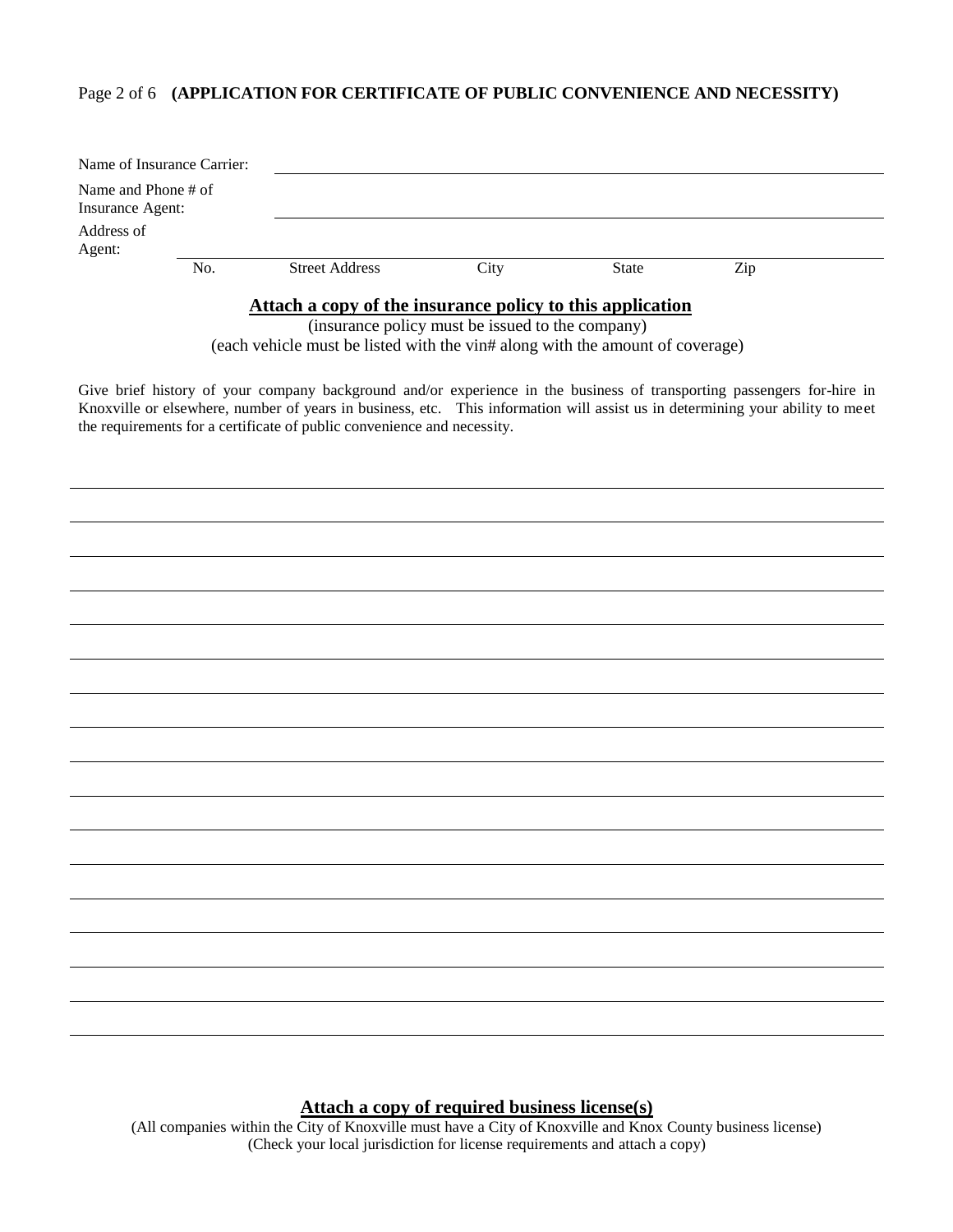**(APPLICATION FOR CERTIFICATE OF PUBLIC CONVENIENCE AND NECESSITY)**

Name of Insurance Carrier: ______________________________________________

Name and Phone # of Insurance Agent: ______________________________________________

Address of Agent: ______________________________________________

No. Street Address City State Zip

**Attach a copy of the insurance policy to this application**

(insurance policy must be issued to the company)

(each vehicle must be listed with the vin# along with the amount of coverage)

Give brief history of your company background and/or experience in the business of transporting passengers for-hire in Knoxville or elsewhere, number of years in business, etc. This information will assist us in determining your ability to meet the requirements for a certificate of public convenience and necessity.

______________________________________________

______________________________________________

______________________________________________

______________________________________________

______________________________________________

______________________________________________

______________________________________________

______________________________________________

______________________________________________

______________________________________________

______________________________________________

______________________________________________

______________________________________________

______________________________________________

______________________________________________

______________________________________________

**Attach a copy of required business license(s)**

(All companies within the City of Knoxville must have a City of Knoxville and Knox County business license)

(Check your local jurisdiction for license requirements and attach a copy)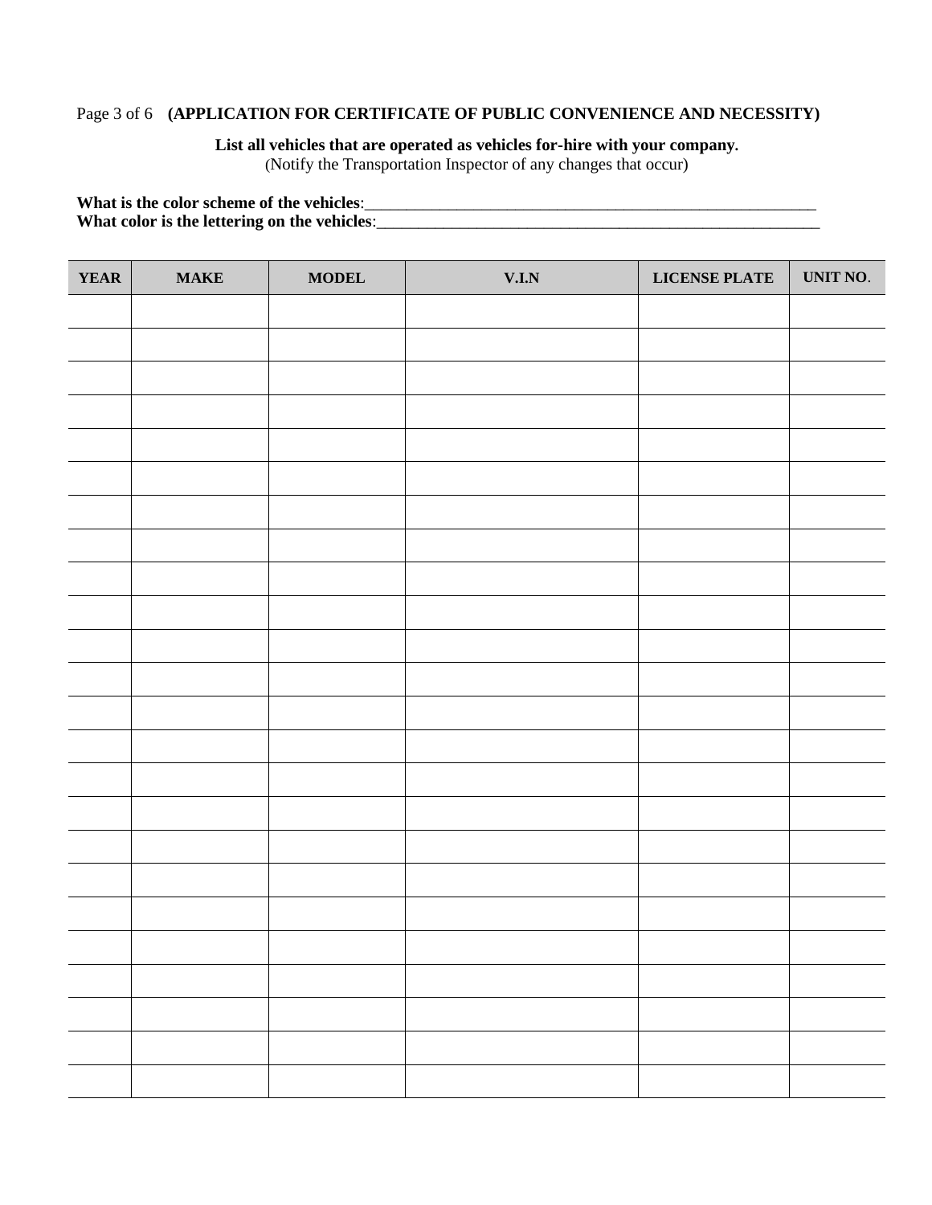(APPLICATION FOR CERTIFICATE OF PUBLIC CONVENIENCE AND NECESSITY)

**List all vehicles that are operated as vehicles for-hire with your company.**
(Notify the Transportation Inspector of any changes that occur)

**What is the color scheme of the vehicles**:___________________________________________________________
**What color is the lettering on the vehicles**:___________________________________________________________

| YEAR | MAKE | MODEL | V.I.N | LICENSE PLATE | UNIT NO. |
|---|---|---|---|---|---|
| | | | | | |
| | | | | | |
| | | | | | |
| | | | | | |
| | | | | | |
| | | | | | |
| | | | | | |
| | | | | | |
| | | | | | |
| | | | | | |
| | | | | | |
| | | | | | |
| | | | | | |
| | | | | | |
| | | | | | |
| | | | | | |
| | | | | | |
| | | | | | |
| | | | | | |
| | | | | | |
| | | | | | |
| | | | | | |
| | | | | | |
| | | | | | |
| | | | | | |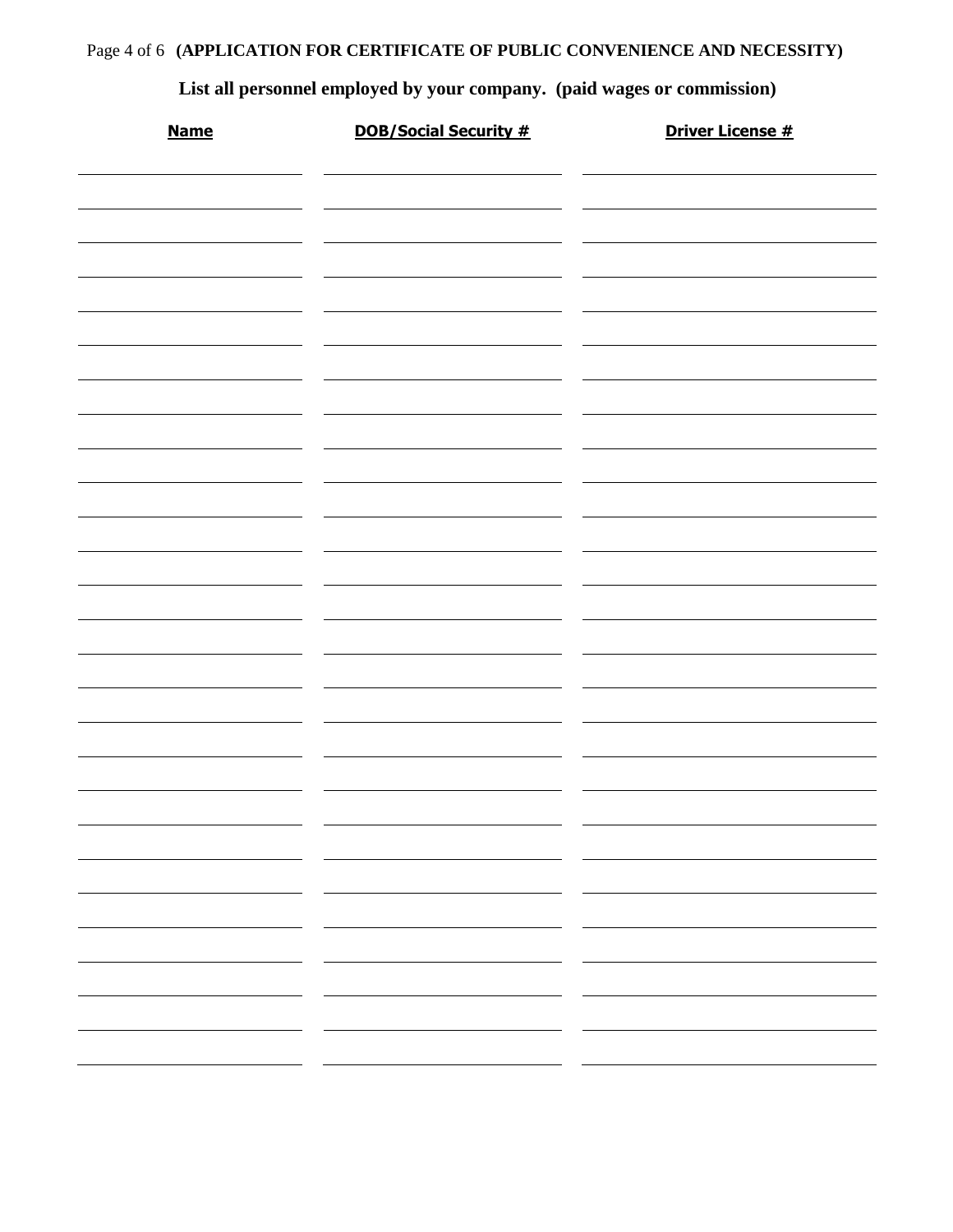**(APPLICATION FOR CERTIFICATE OF PUBLIC CONVENIENCE AND NECESSITY)**

**List all personnel employed by your company. (paid wages or commission)**

| Name | DOB/Social Security # | Driver License # |
| --- | --- | --- |
| | | |
| | | |
| | | |
| | | |
| | | |
| | | |
| | | |
| | | |
| | | |
| | | |
| | | |
| | | |
| | | |
| | | |
| | | |
| | | |
| | | |
| | | |
| | | |
| | | |
| | | |
| | | |
| | | |
| | | |
| | | |
| | | |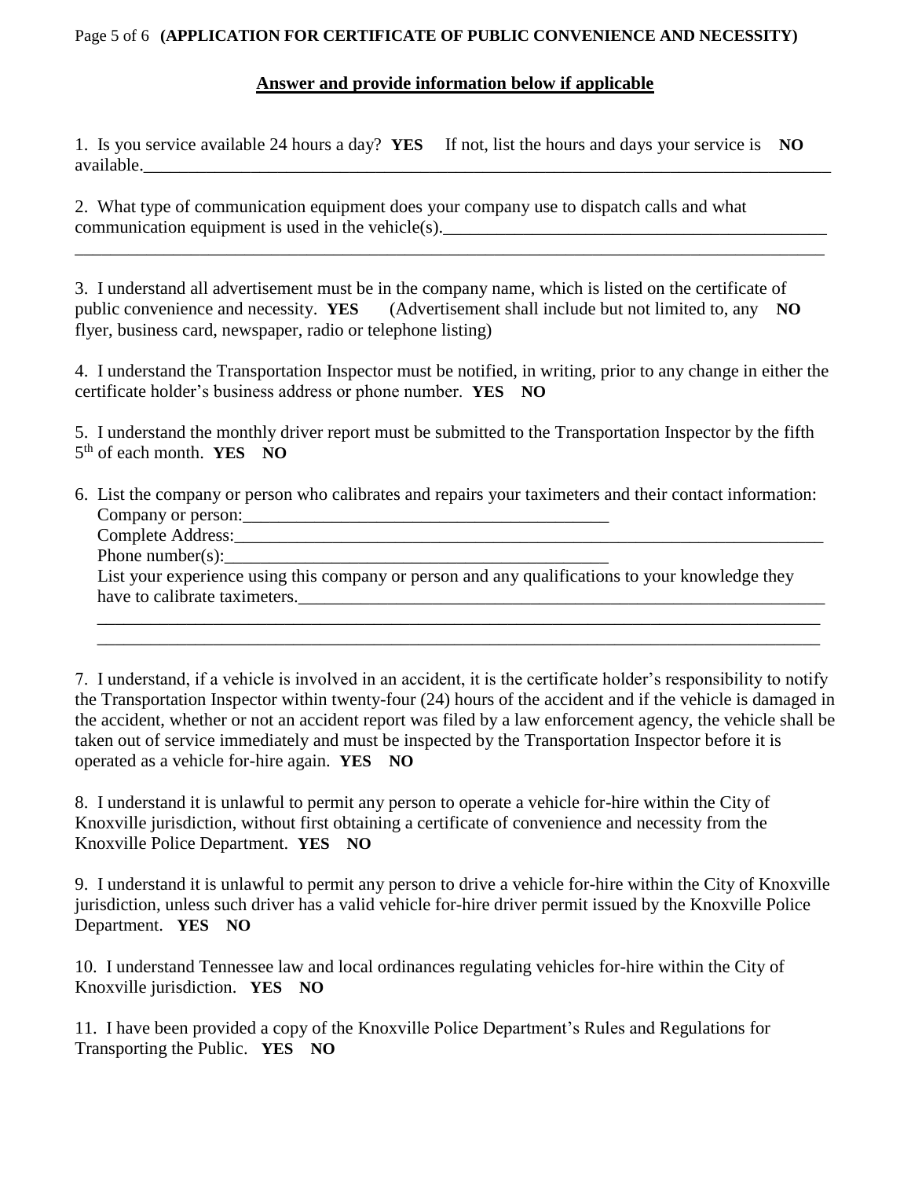**Answer and provide information below if applicable**

1. Is you service available 24 hours a day? **YES** If not, list the hours and days your service is **NO** available.______________________________________________________________________________

2. What type of communication equipment does your company use to dispatch calls and what communication equipment is used in the vehicle(s).____________________________________________
________________________________________________________________________________________

3. I understand all advertisement must be in the company name, which is listed on the certificate of public convenience and necessity. **YES** (Advertisement shall include but not limited to, any **NO** flyer, business card, newspaper, radio or telephone listing)

4. I understand the Transportation Inspector must be notified, in writing, prior to any change in either the certificate holder's business address or phone number. **YES NO**

5. I understand the monthly driver report must be submitted to the Transportation Inspector by the fifth 5th of each month. **YES NO**

6. List the company or person who calibrates and repairs your taximeters and their contact information:
   Company or person:__________________________________________
   Complete Address:_____________________________________________________________________
   Phone number(s):____________________________________________
   List your experience using this company or person and any qualifications to your knowledge they have to calibrate taximeters.______________________________________________________________
   ______________________________________________________________________________________
   ______________________________________________________________________________________

7. I understand, if a vehicle is involved in an accident, it is the certificate holder's responsibility to notify the Transportation Inspector within twenty-four (24) hours of the accident and if the vehicle is damaged in the accident, whether or not an accident report was filed by a law enforcement agency, the vehicle shall be taken out of service immediately and must be inspected by the Transportation Inspector before it is operated as a vehicle for-hire again. **YES NO**

8. I understand it is unlawful to permit any person to operate a vehicle for-hire within the City of Knoxville jurisdiction, without first obtaining a certificate of convenience and necessity from the Knoxville Police Department. **YES NO**

9. I understand it is unlawful to permit any person to drive a vehicle for-hire within the City of Knoxville jurisdiction, unless such driver has a valid vehicle for-hire driver permit issued by the Knoxville Police Department. **YES NO**

10. I understand Tennessee law and local ordinances regulating vehicles for-hire within the City of Knoxville jurisdiction. **YES NO**

11. I have been provided a copy of the Knoxville Police Department's Rules and Regulations for Transporting the Public. **YES NO**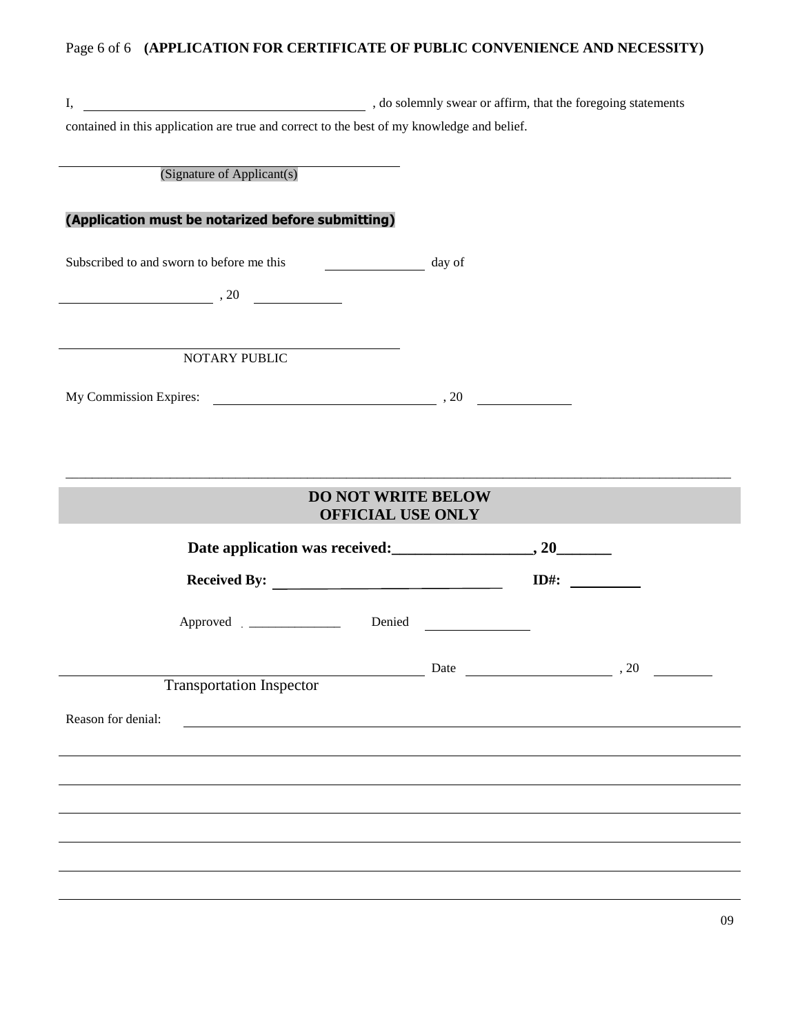I, ________________________________________ , do solemnly swear or affirm, that the foregoing statements contained in this application are true and correct to the best of my knowledge and belief.

________________________________________
(Signature of Applicant(s)

**(Application must be notarized before submitting)**

Subscribed to and sworn to before me this ______________ day of ______________________ , 20 ____________

________________________________________
NOTARY PUBLIC

My Commission Expires: ______________________________ , 20 ____________

---

**DO NOT WRITE BELOW**
**OFFICIAL USE ONLY**

**Date application was received:__________________, 20_______**

**Received By:** ______________________________ **ID#:** __________

Approved ______________ Denied ______________

________________________________________ Date ____________________ , 20 ________
Transportation Inspector

Reason for denial: ________________________________________________________________

________________________________________________________________________________

________________________________________________________________________________

________________________________________________________________________________

________________________________________________________________________________

________________________________________________________________________________

________________________________________________________________________________

09